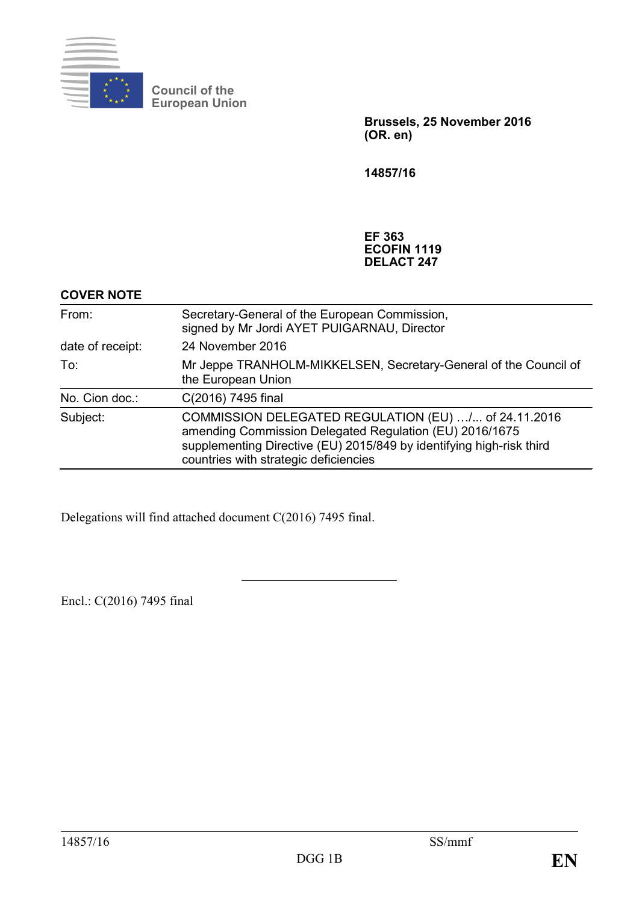Council of the European Union

**Brussels, 25 November 2016**
**(OR. en)**

**14857/16**

**EF 363**
**ECOFIN 1119**
**DELACT 247**

**COVER NOTE**

| | |
|---|---|
| From: | Secretary-General of the European Commission, signed by Mr Jordi AYET PUIGARNAU, Director |
| date of receipt: | 24 November 2016 |
| To: | Mr Jeppe TRANHOLM-MIKKELSEN, Secretary-General of the Council of the European Union |
| No. Cion doc.: | C(2016) 7495 final |
| Subject: | COMMISSION DELEGATED REGULATION (EU) …/... of 24.11.2016 amending Commission Delegated Regulation (EU) 2016/1675 supplementing Directive (EU) 2015/849 by identifying high-risk third countries with strategic deficiencies |

Delegations will find attached document C(2016) 7495 final.

Encl.: C(2016) 7495 final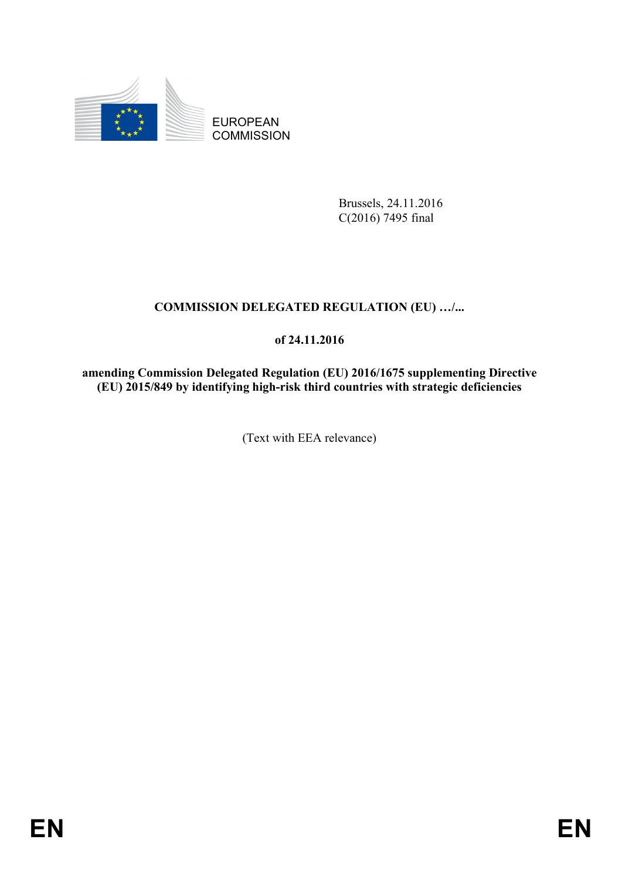EUROPEAN COMMISSION

Brussels, 24.11.2016
C(2016) 7495 final

**COMMISSION DELEGATED REGULATION (EU) …/...**

**of 24.11.2016**

**amending Commission Delegated Regulation (EU) 2016/1675 supplementing Directive (EU) 2015/849 by identifying high-risk third countries with strategic deficiencies**

(Text with EEA relevance)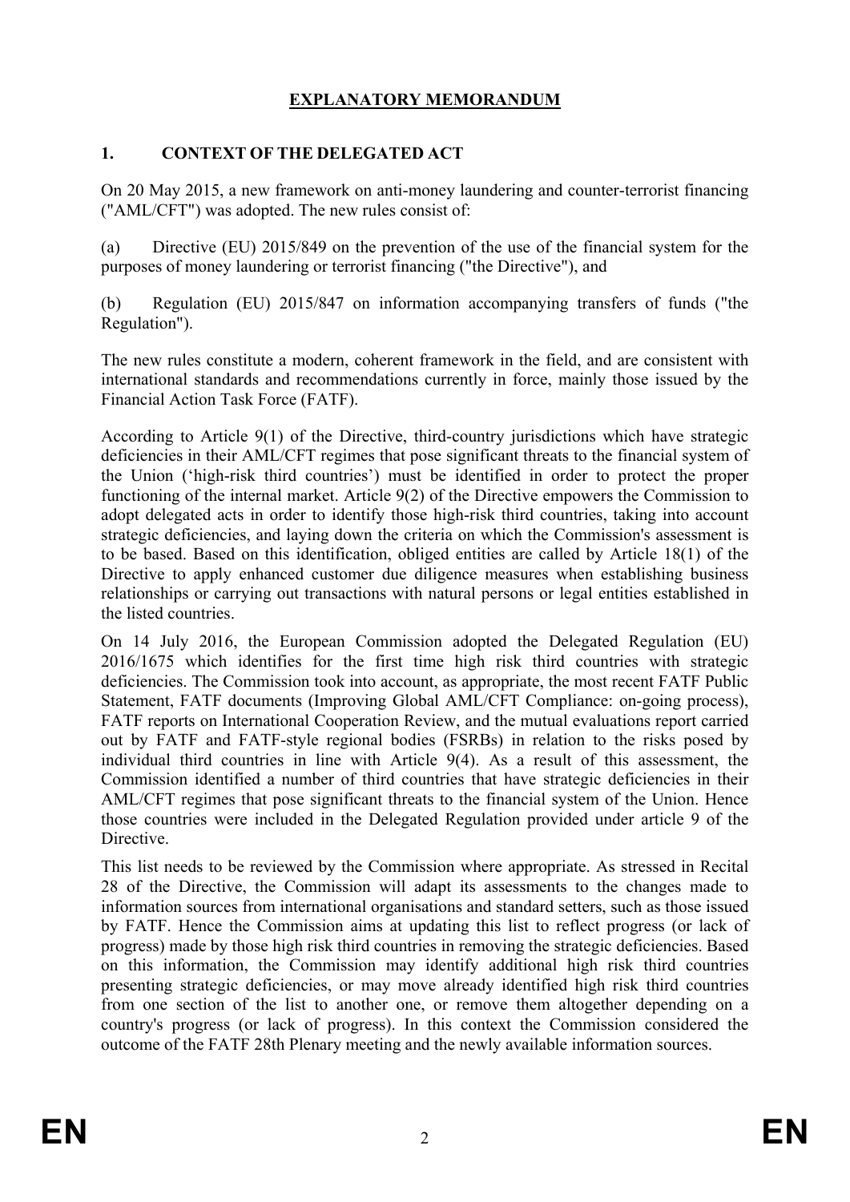# EXPLANATORY MEMORANDUM

## 1. CONTEXT OF THE DELEGATED ACT

On 20 May 2015, a new framework on anti-money laundering and counter-terrorist financing ("AML/CFT") was adopted. The new rules consist of:

(a) Directive (EU) 2015/849 on the prevention of the use of the financial system for the purposes of money laundering or terrorist financing ("the Directive"), and

(b) Regulation (EU) 2015/847 on information accompanying transfers of funds ("the Regulation").

The new rules constitute a modern, coherent framework in the field, and are consistent with international standards and recommendations currently in force, mainly those issued by the Financial Action Task Force (FATF).

According to Article 9(1) of the Directive, third-country jurisdictions which have strategic deficiencies in their AML/CFT regimes that pose significant threats to the financial system of the Union ('high-risk third countries') must be identified in order to protect the proper functioning of the internal market. Article 9(2) of the Directive empowers the Commission to adopt delegated acts in order to identify those high-risk third countries, taking into account strategic deficiencies, and laying down the criteria on which the Commission's assessment is to be based. Based on this identification, obliged entities are called by Article 18(1) of the Directive to apply enhanced customer due diligence measures when establishing business relationships or carrying out transactions with natural persons or legal entities established in the listed countries.

On 14 July 2016, the European Commission adopted the Delegated Regulation (EU) 2016/1675 which identifies for the first time high risk third countries with strategic deficiencies. The Commission took into account, as appropriate, the most recent FATF Public Statement, FATF documents (Improving Global AML/CFT Compliance: on-going process), FATF reports on International Cooperation Review, and the mutual evaluations report carried out by FATF and FATF-style regional bodies (FSRBs) in relation to the risks posed by individual third countries in line with Article 9(4). As a result of this assessment, the Commission identified a number of third countries that have strategic deficiencies in their AML/CFT regimes that pose significant threats to the financial system of the Union. Hence those countries were included in the Delegated Regulation provided under article 9 of the Directive.

This list needs to be reviewed by the Commission where appropriate. As stressed in Recital 28 of the Directive, the Commission will adapt its assessments to the changes made to information sources from international organisations and standard setters, such as those issued by FATF. Hence the Commission aims at updating this list to reflect progress (or lack of progress) made by those high risk third countries in removing the strategic deficiencies. Based on this information, the Commission may identify additional high risk third countries presenting strategic deficiencies, or may move already identified high risk third countries from one section of the list to another one, or remove them altogether depending on a country's progress (or lack of progress). In this context the Commission considered the outcome of the FATF 28th Plenary meeting and the newly available information sources.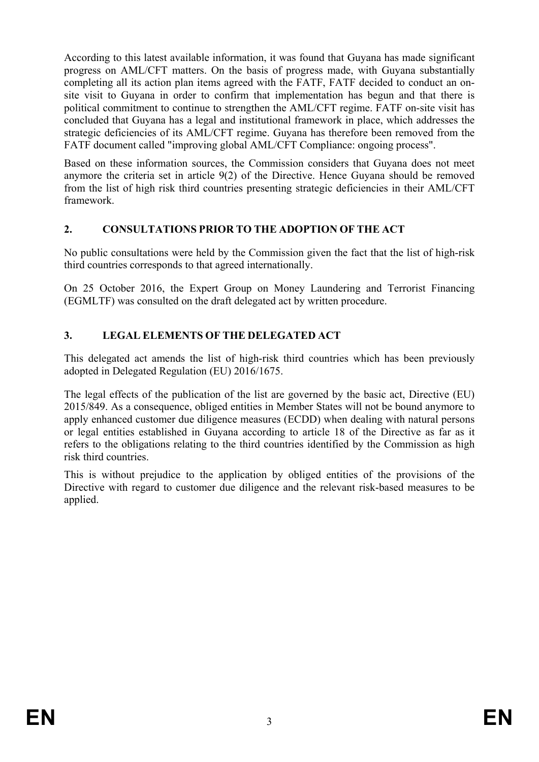According to this latest available information, it was found that Guyana has made significant progress on AML/CFT matters. On the basis of progress made, with Guyana substantially completing all its action plan items agreed with the FATF, FATF decided to conduct an on-site visit to Guyana in order to confirm that implementation has begun and that there is political commitment to continue to strengthen the AML/CFT regime. FATF on-site visit has concluded that Guyana has a legal and institutional framework in place, which addresses the strategic deficiencies of its AML/CFT regime. Guyana has therefore been removed from the FATF document called "improving global AML/CFT Compliance: ongoing process".

Based on these information sources, the Commission considers that Guyana does not meet anymore the criteria set in article 9(2) of the Directive. Hence Guyana should be removed from the list of high risk third countries presenting strategic deficiencies in their AML/CFT framework.

## 2. CONSULTATIONS PRIOR TO THE ADOPTION OF THE ACT

No public consultations were held by the Commission given the fact that the list of high-risk third countries corresponds to that agreed internationally.

On 25 October 2016, the Expert Group on Money Laundering and Terrorist Financing (EGMLTF) was consulted on the draft delegated act by written procedure.

## 3. LEGAL ELEMENTS OF THE DELEGATED ACT

This delegated act amends the list of high-risk third countries which has been previously adopted in Delegated Regulation (EU) 2016/1675.

The legal effects of the publication of the list are governed by the basic act, Directive (EU) 2015/849. As a consequence, obliged entities in Member States will not be bound anymore to apply enhanced customer due diligence measures (ECDD) when dealing with natural persons or legal entities established in Guyana according to article 18 of the Directive as far as it refers to the obligations relating to the third countries identified by the Commission as high risk third countries.

This is without prejudice to the application by obliged entities of the provisions of the Directive with regard to customer due diligence and the relevant risk-based measures to be applied.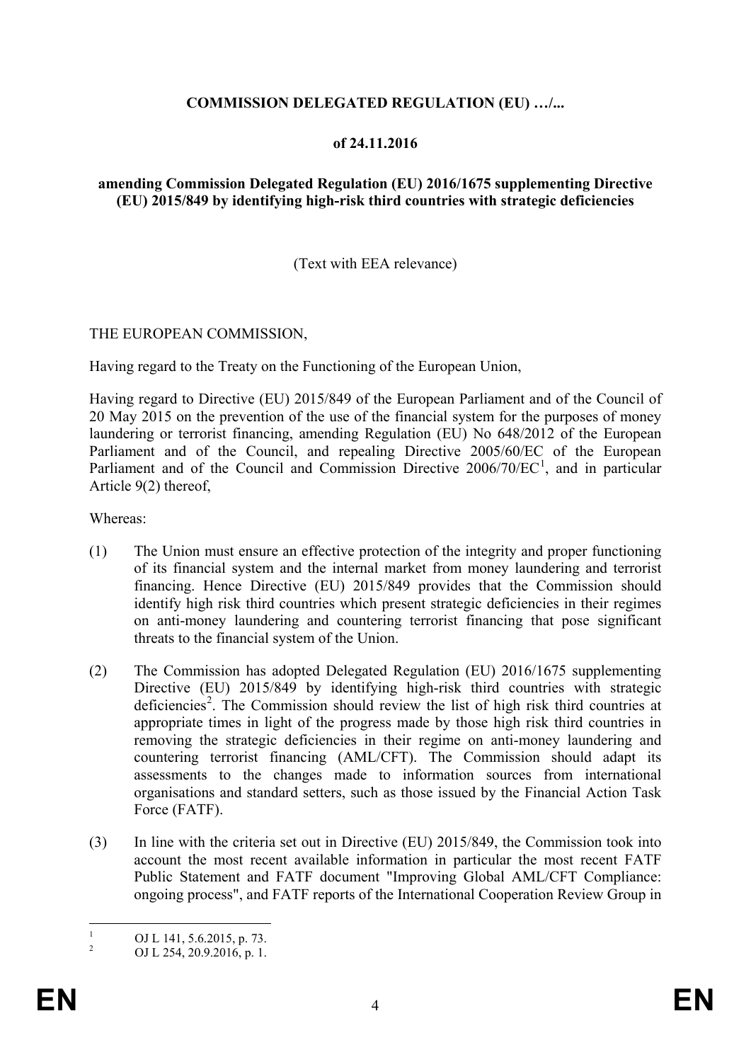**COMMISSION DELEGATED REGULATION (EU) …/...**

**of 24.11.2016**

**amending Commission Delegated Regulation (EU) 2016/1675 supplementing Directive (EU) 2015/849 by identifying high-risk third countries with strategic deficiencies**

(Text with EEA relevance)

THE EUROPEAN COMMISSION,

Having regard to the Treaty on the Functioning of the European Union,

Having regard to Directive (EU) 2015/849 of the European Parliament and of the Council of 20 May 2015 on the prevention of the use of the financial system for the purposes of money laundering or terrorist financing, amending Regulation (EU) No 648/2012 of the European Parliament and of the Council, and repealing Directive 2005/60/EC of the European Parliament and of the Council and Commission Directive 2006/70/EC[1], and in particular Article 9(2) thereof,

Whereas:

(1) The Union must ensure an effective protection of the integrity and proper functioning of its financial system and the internal market from money laundering and terrorist financing. Hence Directive (EU) 2015/849 provides that the Commission should identify high risk third countries which present strategic deficiencies in their regimes on anti-money laundering and countering terrorist financing that pose significant threats to the financial system of the Union.

(2) The Commission has adopted Delegated Regulation (EU) 2016/1675 supplementing Directive (EU) 2015/849 by identifying high-risk third countries with strategic deficiencies[2]. The Commission should review the list of high risk third countries at appropriate times in light of the progress made by those high risk third countries in removing the strategic deficiencies in their regime on anti-money laundering and countering terrorist financing (AML/CFT). The Commission should adapt its assessments to the changes made to information sources from international organisations and standard setters, such as those issued by the Financial Action Task Force (FATF).

(3) In line with the criteria set out in Directive (EU) 2015/849, the Commission took into account the most recent available information in particular the most recent FATF Public Statement and FATF document "Improving Global AML/CFT Compliance: ongoing process", and FATF reports of the International Cooperation Review Group in

---

[1] OJ L 141, 5.6.2015, p. 73.

[2] OJ L 254, 20.9.2016, p. 1.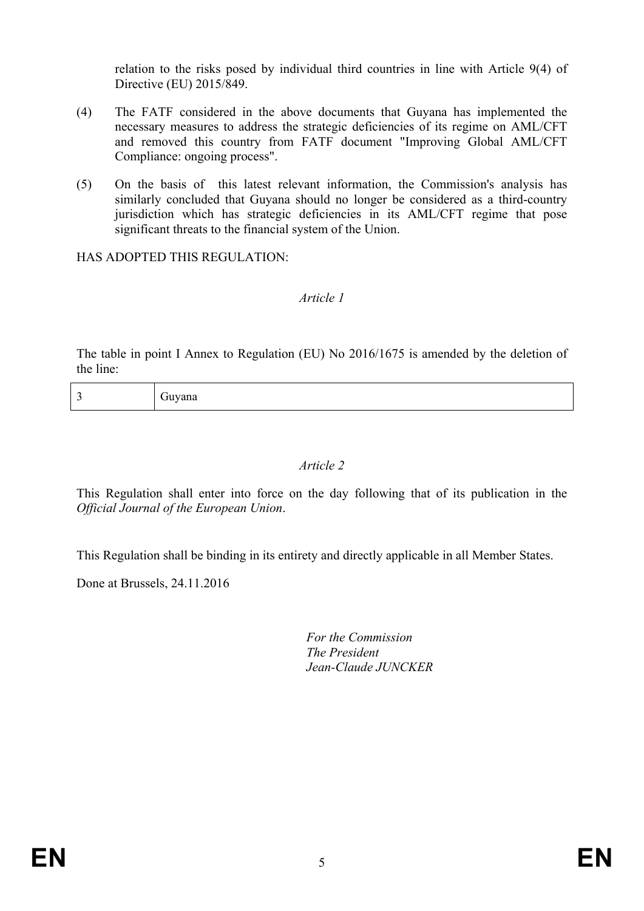relation to the risks posed by individual third countries in line with Article 9(4) of Directive (EU) 2015/849.

(4) The FATF considered in the above documents that Guyana has implemented the necessary measures to address the strategic deficiencies of its regime on AML/CFT and removed this country from FATF document "Improving Global AML/CFT Compliance: ongoing process".

(5) On the basis of this latest relevant information, the Commission's analysis has similarly concluded that Guyana should no longer be considered as a third-country jurisdiction which has strategic deficiencies in its AML/CFT regime that pose significant threats to the financial system of the Union.

HAS ADOPTED THIS REGULATION:

*Article 1*

The table in point I Annex to Regulation (EU) No 2016/1675 is amended by the deletion of the line:

| | |
|---|---|
| 3 | Guyana |

*Article 2*

This Regulation shall enter into force on the day following that of its publication in the *Official Journal of the European Union*.

This Regulation shall be binding in its entirety and directly applicable in all Member States.

Done at Brussels, 24.11.2016

*For the Commission*
*The President*
*Jean-Claude JUNCKER*